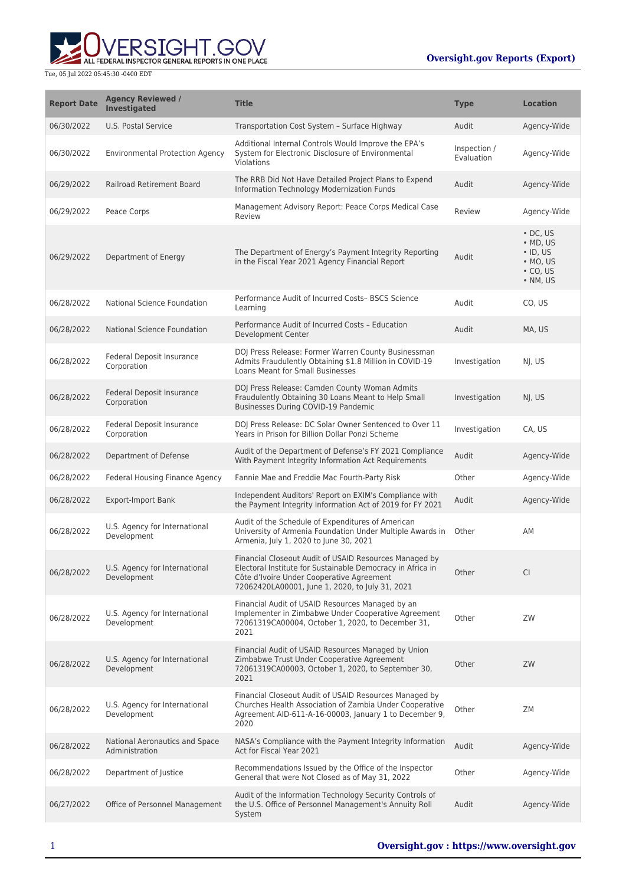Tue, 05 Jul 2022 05:45:30 -0400 EDT

**Oversight.gov Reports (Export)**

| Report Date | Agency Reviewed / Investigated | Title | Type | Location |
| --- | --- | --- | --- | --- |
| 06/30/2022 | U.S. Postal Service | Transportation Cost System – Surface Highway | Audit | Agency-Wide |
| 06/30/2022 | Environmental Protection Agency | Additional Internal Controls Would Improve the EPA's System for Electronic Disclosure of Environmental Violations | Inspection / Evaluation | Agency-Wide |
| 06/29/2022 | Railroad Retirement Board | The RRB Did Not Have Detailed Project Plans to Expend Information Technology Modernization Funds | Audit | Agency-Wide |
| 06/29/2022 | Peace Corps | Management Advisory Report: Peace Corps Medical Case Review | Review | Agency-Wide |
| 06/29/2022 | Department of Energy | The Department of Energy's Payment Integrity Reporting in the Fiscal Year 2021 Agency Financial Report | Audit | • DC, US • MD, US • ID, US • MO, US • CO, US • NM, US |
| 06/28/2022 | National Science Foundation | Performance Audit of Incurred Costs– BSCS Science Learning | Audit | CO, US |
| 06/28/2022 | National Science Foundation | Performance Audit of Incurred Costs – Education Development Center | Audit | MA, US |
| 06/28/2022 | Federal Deposit Insurance Corporation | DOJ Press Release: Former Warren County Businessman Admits Fraudulently Obtaining $1.8 Million in COVID-19 Loans Meant for Small Businesses | Investigation | NJ, US |
| 06/28/2022 | Federal Deposit Insurance Corporation | DOJ Press Release: Camden County Woman Admits Fraudulently Obtaining 30 Loans Meant to Help Small Businesses During COVID-19 Pandemic | Investigation | NJ, US |
| 06/28/2022 | Federal Deposit Insurance Corporation | DOJ Press Release: DC Solar Owner Sentenced to Over 11 Years in Prison for Billion Dollar Ponzi Scheme | Investigation | CA, US |
| 06/28/2022 | Department of Defense | Audit of the Department of Defense's FY 2021 Compliance With Payment Integrity Information Act Requirements | Audit | Agency-Wide |
| 06/28/2022 | Federal Housing Finance Agency | Fannie Mae and Freddie Mac Fourth-Party Risk | Other | Agency-Wide |
| 06/28/2022 | Export-Import Bank | Independent Auditors' Report on EXIM's Compliance with the Payment Integrity Information Act of 2019 for FY 2021 | Audit | Agency-Wide |
| 06/28/2022 | U.S. Agency for International Development | Audit of the Schedule of Expenditures of American University of Armenia Foundation Under Multiple Awards in Armenia, July 1, 2020 to June 30, 2021 | Other | AM |
| 06/28/2022 | U.S. Agency for International Development | Financial Closeout Audit of USAID Resources Managed by Electoral Institute for Sustainable Democracy in Africa in Côte d'Ivoire Under Cooperative Agreement 72062420LA00001, June 1, 2020, to July 31, 2021 | Other | CI |
| 06/28/2022 | U.S. Agency for International Development | Financial Audit of USAID Resources Managed by an Implementer in Zimbabwe Under Cooperative Agreement 72061319CA00004, October 1, 2020, to December 31, 2021 | Other | ZW |
| 06/28/2022 | U.S. Agency for International Development | Financial Audit of USAID Resources Managed by Union Zimbabwe Trust Under Cooperative Agreement 72061319CA00003, October 1, 2020, to September 30, 2021 | Other | ZW |
| 06/28/2022 | U.S. Agency for International Development | Financial Closeout Audit of USAID Resources Managed by Churches Health Association of Zambia Under Cooperative Agreement AID-611-A-16-00003, January 1 to December 9, 2020 | Other | ZM |
| 06/28/2022 | National Aeronautics and Space Administration | NASA's Compliance with the Payment Integrity Information Act for Fiscal Year 2021 | Audit | Agency-Wide |
| 06/28/2022 | Department of Justice | Recommendations Issued by the Office of the Inspector General that were Not Closed as of May 31, 2022 | Other | Agency-Wide |
| 06/27/2022 | Office of Personnel Management | Audit of the Information Technology Security Controls of the U.S. Office of Personnel Management's Annuity Roll System | Audit | Agency-Wide |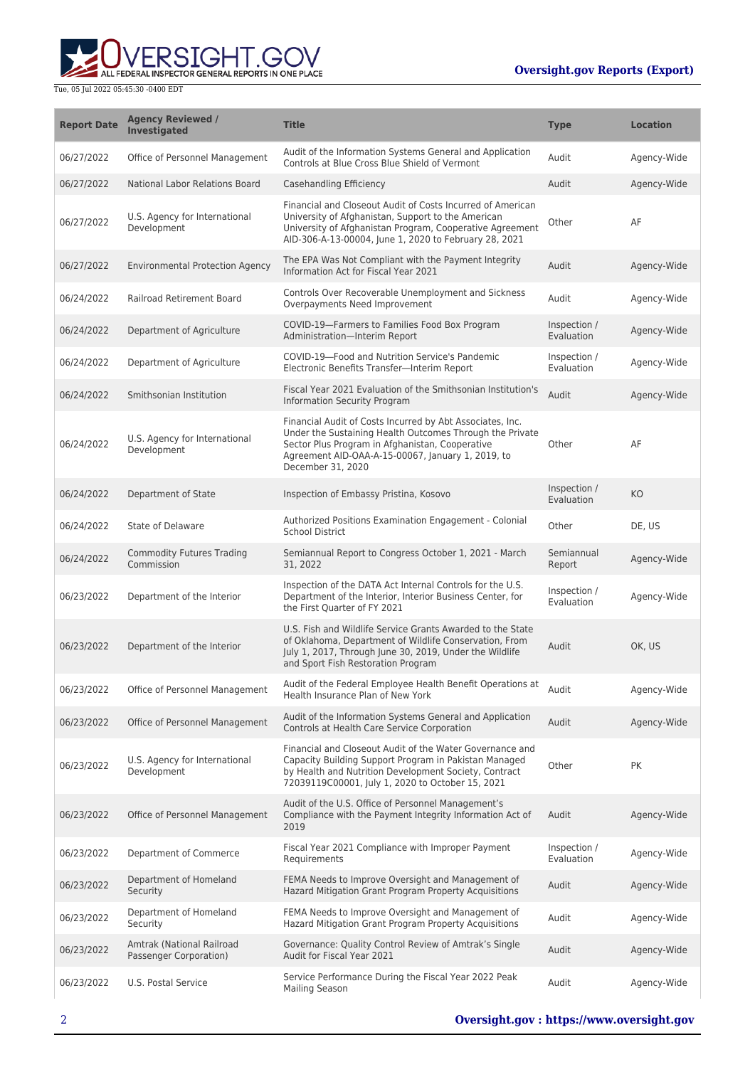| Report Date | Agency Reviewed / Investigated | Title | Type | Location |
| --- | --- | --- | --- | --- |
| 06/27/2022 | Office of Personnel Management | Audit of the Information Systems General and Application Controls at Blue Cross Blue Shield of Vermont | Audit | Agency-Wide |
| 06/27/2022 | National Labor Relations Board | Casehandling Efficiency | Audit | Agency-Wide |
| 06/27/2022 | U.S. Agency for International Development | Financial and Closeout Audit of Costs Incurred of American University of Afghanistan, Support to the American University of Afghanistan Program, Cooperative Agreement AID-306-A-13-00004, June 1, 2020 to February 28, 2021 | Other | AF |
| 06/27/2022 | Environmental Protection Agency | The EPA Was Not Compliant with the Payment Integrity Information Act for Fiscal Year 2021 | Audit | Agency-Wide |
| 06/24/2022 | Railroad Retirement Board | Controls Over Recoverable Unemployment and Sickness Overpayments Need Improvement | Audit | Agency-Wide |
| 06/24/2022 | Department of Agriculture | COVID-19—Farmers to Families Food Box Program Administration—Interim Report | Inspection / Evaluation | Agency-Wide |
| 06/24/2022 | Department of Agriculture | COVID-19—Food and Nutrition Service's Pandemic Electronic Benefits Transfer—Interim Report | Inspection / Evaluation | Agency-Wide |
| 06/24/2022 | Smithsonian Institution | Fiscal Year 2021 Evaluation of the Smithsonian Institution's Information Security Program | Audit | Agency-Wide |
| 06/24/2022 | U.S. Agency for International Development | Financial Audit of Costs Incurred by Abt Associates, Inc. Under the Sustaining Health Outcomes Through the Private Sector Plus Program in Afghanistan, Cooperative Agreement AID-OAA-A-15-00067, January 1, 2019, to December 31, 2020 | Other | AF |
| 06/24/2022 | Department of State | Inspection of Embassy Pristina, Kosovo | Inspection / Evaluation | KO |
| 06/24/2022 | State of Delaware | Authorized Positions Examination Engagement - Colonial School District | Other | DE, US |
| 06/24/2022 | Commodity Futures Trading Commission | Semiannual Report to Congress October 1, 2021 - March 31, 2022 | Semiannual Report | Agency-Wide |
| 06/23/2022 | Department of the Interior | Inspection of the DATA Act Internal Controls for the U.S. Department of the Interior, Interior Business Center, for the First Quarter of FY 2021 | Inspection / Evaluation | Agency-Wide |
| 06/23/2022 | Department of the Interior | U.S. Fish and Wildlife Service Grants Awarded to the State of Oklahoma, Department of Wildlife Conservation, From July 1, 2017, Through June 30, 2019, Under the Wildlife and Sport Fish Restoration Program | Audit | OK, US |
| 06/23/2022 | Office of Personnel Management | Audit of the Federal Employee Health Benefit Operations at Health Insurance Plan of New York | Audit | Agency-Wide |
| 06/23/2022 | Office of Personnel Management | Audit of the Information Systems General and Application Controls at Health Care Service Corporation | Audit | Agency-Wide |
| 06/23/2022 | U.S. Agency for International Development | Financial and Closeout Audit of the Water Governance and Capacity Building Support Program in Pakistan Managed by Health and Nutrition Development Society, Contract 72039119C00001, July 1, 2020 to October 15, 2021 | Other | PK |
| 06/23/2022 | Office of Personnel Management | Audit of the U.S. Office of Personnel Management's Compliance with the Payment Integrity Information Act of 2019 | Audit | Agency-Wide |
| 06/23/2022 | Department of Commerce | Fiscal Year 2021 Compliance with Improper Payment Requirements | Inspection / Evaluation | Agency-Wide |
| 06/23/2022 | Department of Homeland Security | FEMA Needs to Improve Oversight and Management of Hazard Mitigation Grant Program Property Acquisitions | Audit | Agency-Wide |
| 06/23/2022 | Department of Homeland Security | FEMA Needs to Improve Oversight and Management of Hazard Mitigation Grant Program Property Acquisitions | Audit | Agency-Wide |
| 06/23/2022 | Amtrak (National Railroad Passenger Corporation) | Governance: Quality Control Review of Amtrak's Single Audit for Fiscal Year 2021 | Audit | Agency-Wide |
| 06/23/2022 | U.S. Postal Service | Service Performance During the Fiscal Year 2022 Peak Mailing Season | Audit | Agency-Wide |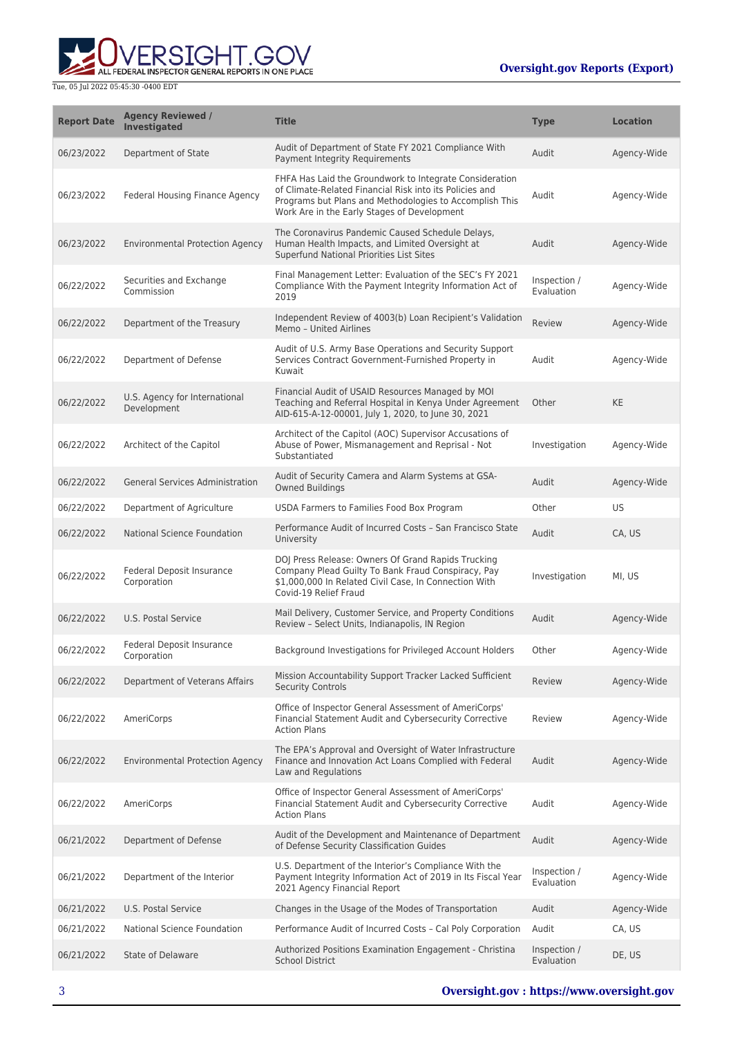| Report Date | Agency Reviewed / Investigated | Title | Type | Location |
|---|---|---|---|---|
| 06/23/2022 | Department of State | Audit of Department of State FY 2021 Compliance With Payment Integrity Requirements | Audit | Agency-Wide |
| 06/23/2022 | Federal Housing Finance Agency | FHFA Has Laid the Groundwork to Integrate Consideration of Climate-Related Financial Risk into its Policies and Programs but Plans and Methodologies to Accomplish This Work Are in the Early Stages of Development | Audit | Agency-Wide |
| 06/23/2022 | Environmental Protection Agency | The Coronavirus Pandemic Caused Schedule Delays, Human Health Impacts, and Limited Oversight at Superfund National Priorities List Sites | Audit | Agency-Wide |
| 06/22/2022 | Securities and Exchange Commission | Final Management Letter: Evaluation of the SEC's FY 2021 Compliance With the Payment Integrity Information Act of 2019 | Inspection / Evaluation | Agency-Wide |
| 06/22/2022 | Department of the Treasury | Independent Review of 4003(b) Loan Recipient's Validation Memo – United Airlines | Review | Agency-Wide |
| 06/22/2022 | Department of Defense | Audit of U.S. Army Base Operations and Security Support Services Contract Government-Furnished Property in Kuwait | Audit | Agency-Wide |
| 06/22/2022 | U.S. Agency for International Development | Financial Audit of USAID Resources Managed by MOI Teaching and Referral Hospital in Kenya Under Agreement AID-615-A-12-00001, July 1, 2020, to June 30, 2021 | Other | KE |
| 06/22/2022 | Architect of the Capitol | Architect of the Capitol (AOC) Supervisor Accusations of Abuse of Power, Mismanagement and Reprisal - Not Substantiated | Investigation | Agency-Wide |
| 06/22/2022 | General Services Administration | Audit of Security Camera and Alarm Systems at GSA-Owned Buildings | Audit | Agency-Wide |
| 06/22/2022 | Department of Agriculture | USDA Farmers to Families Food Box Program | Other | US |
| 06/22/2022 | National Science Foundation | Performance Audit of Incurred Costs – San Francisco State University | Audit | CA, US |
| 06/22/2022 | Federal Deposit Insurance Corporation | DOJ Press Release: Owners Of Grand Rapids Trucking Company Plead Guilty To Bank Fraud Conspiracy, Pay $1,000,000 In Related Civil Case, In Connection With Covid-19 Relief Fraud | Investigation | MI, US |
| 06/22/2022 | U.S. Postal Service | Mail Delivery, Customer Service, and Property Conditions Review – Select Units, Indianapolis, IN Region | Audit | Agency-Wide |
| 06/22/2022 | Federal Deposit Insurance Corporation | Background Investigations for Privileged Account Holders | Other | Agency-Wide |
| 06/22/2022 | Department of Veterans Affairs | Mission Accountability Support Tracker Lacked Sufficient Security Controls | Review | Agency-Wide |
| 06/22/2022 | AmeriCorps | Office of Inspector General Assessment of AmeriCorps' Financial Statement Audit and Cybersecurity Corrective Action Plans | Review | Agency-Wide |
| 06/22/2022 | Environmental Protection Agency | The EPA's Approval and Oversight of Water Infrastructure Finance and Innovation Act Loans Complied with Federal Law and Regulations | Audit | Agency-Wide |
| 06/22/2022 | AmeriCorps | Office of Inspector General Assessment of AmeriCorps' Financial Statement Audit and Cybersecurity Corrective Action Plans | Audit | Agency-Wide |
| 06/21/2022 | Department of Defense | Audit of the Development and Maintenance of Department of Defense Security Classification Guides | Audit | Agency-Wide |
| 06/21/2022 | Department of the Interior | U.S. Department of the Interior's Compliance With the Payment Integrity Information Act of 2019 in Its Fiscal Year 2021 Agency Financial Report | Inspection / Evaluation | Agency-Wide |
| 06/21/2022 | U.S. Postal Service | Changes in the Usage of the Modes of Transportation | Audit | Agency-Wide |
| 06/21/2022 | National Science Foundation | Performance Audit of Incurred Costs – Cal Poly Corporation | Audit | CA, US |
| 06/21/2022 | State of Delaware | Authorized Positions Examination Engagement - Christina School District | Inspection / Evaluation | DE, US |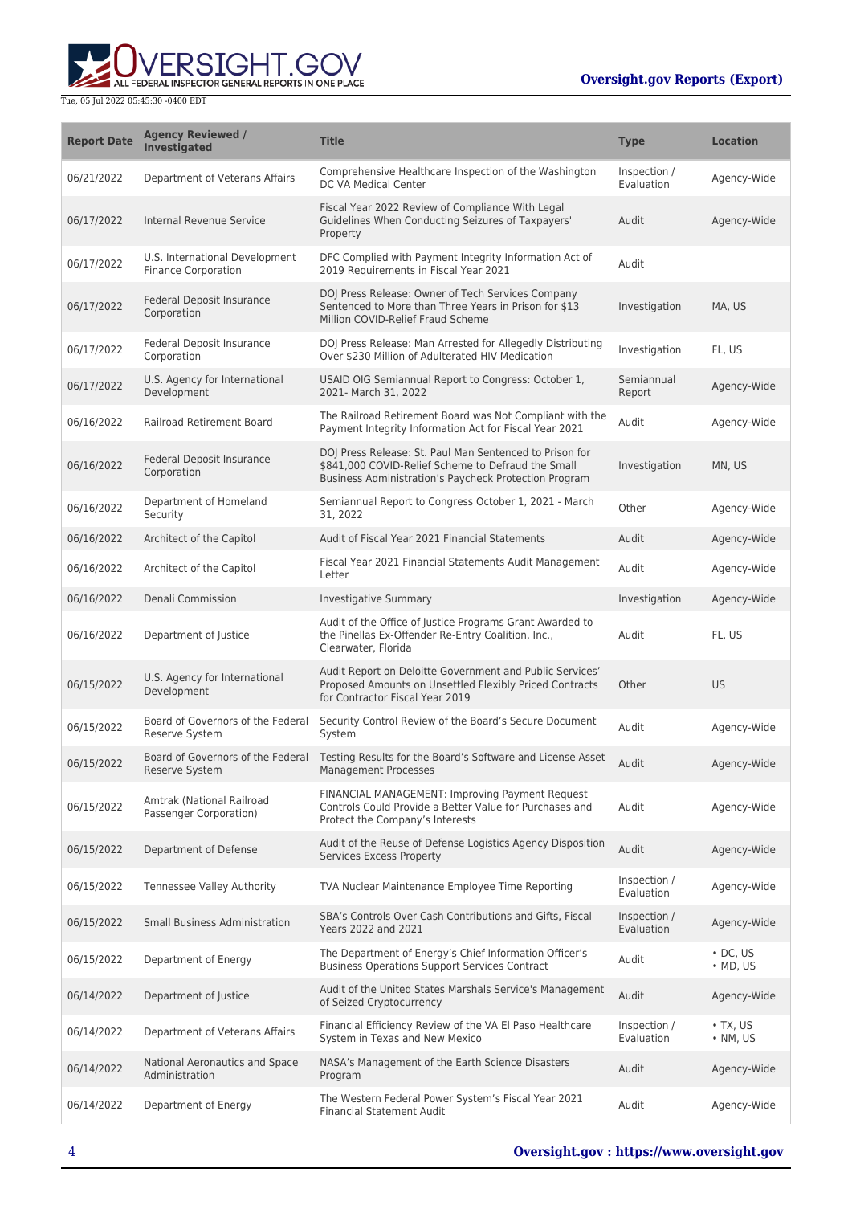| Report Date | Agency Reviewed / Investigated | Title | Type | Location |
| --- | --- | --- | --- | --- |
| 06/21/2022 | Department of Veterans Affairs | Comprehensive Healthcare Inspection of the Washington DC VA Medical Center | Inspection / Evaluation | Agency-Wide |
| 06/17/2022 | Internal Revenue Service | Fiscal Year 2022 Review of Compliance With Legal Guidelines When Conducting Seizures of Taxpayers' Property | Audit | Agency-Wide |
| 06/17/2022 | U.S. International Development Finance Corporation | DFC Complied with Payment Integrity Information Act of 2019 Requirements in Fiscal Year 2021 | Audit | |
| 06/17/2022 | Federal Deposit Insurance Corporation | DOJ Press Release: Owner of Tech Services Company Sentenced to More than Three Years in Prison for $13 Million COVID-Relief Fraud Scheme | Investigation | MA, US |
| 06/17/2022 | Federal Deposit Insurance Corporation | DOJ Press Release: Man Arrested for Allegedly Distributing Over $230 Million of Adulterated HIV Medication | Investigation | FL, US |
| 06/17/2022 | U.S. Agency for International Development | USAID OIG Semiannual Report to Congress: October 1, 2021- March 31, 2022 | Semiannual Report | Agency-Wide |
| 06/16/2022 | Railroad Retirement Board | The Railroad Retirement Board was Not Compliant with the Payment Integrity Information Act for Fiscal Year 2021 | Audit | Agency-Wide |
| 06/16/2022 | Federal Deposit Insurance Corporation | DOJ Press Release: St. Paul Man Sentenced to Prison for $841,000 COVID-Relief Scheme to Defraud the Small Business Administration's Paycheck Protection Program | Investigation | MN, US |
| 06/16/2022 | Department of Homeland Security | Semiannual Report to Congress October 1, 2021 - March 31, 2022 | Other | Agency-Wide |
| 06/16/2022 | Architect of the Capitol | Audit of Fiscal Year 2021 Financial Statements | Audit | Agency-Wide |
| 06/16/2022 | Architect of the Capitol | Fiscal Year 2021 Financial Statements Audit Management Letter | Audit | Agency-Wide |
| 06/16/2022 | Denali Commission | Investigative Summary | Investigation | Agency-Wide |
| 06/16/2022 | Department of Justice | Audit of the Office of Justice Programs Grant Awarded to the Pinellas Ex-Offender Re-Entry Coalition, Inc., Clearwater, Florida | Audit | FL, US |
| 06/15/2022 | U.S. Agency for International Development | Audit Report on Deloitte Government and Public Services' Proposed Amounts on Unsettled Flexibly Priced Contracts for Contractor Fiscal Year 2019 | Other | US |
| 06/15/2022 | Board of Governors of the Federal Reserve System | Security Control Review of the Board's Secure Document System | Audit | Agency-Wide |
| 06/15/2022 | Board of Governors of the Federal Reserve System | Testing Results for the Board's Software and License Asset Management Processes | Audit | Agency-Wide |
| 06/15/2022 | Amtrak (National Railroad Passenger Corporation) | FINANCIAL MANAGEMENT: Improving Payment Request Controls Could Provide a Better Value for Purchases and Protect the Company's Interests | Audit | Agency-Wide |
| 06/15/2022 | Department of Defense | Audit of the Reuse of Defense Logistics Agency Disposition Services Excess Property | Audit | Agency-Wide |
| 06/15/2022 | Tennessee Valley Authority | TVA Nuclear Maintenance Employee Time Reporting | Inspection / Evaluation | Agency-Wide |
| 06/15/2022 | Small Business Administration | SBA's Controls Over Cash Contributions and Gifts, Fiscal Years 2022 and 2021 | Inspection / Evaluation | Agency-Wide |
| 06/15/2022 | Department of Energy | The Department of Energy's Chief Information Officer's Business Operations Support Services Contract | Audit | • DC, US<br>• MD, US |
| 06/14/2022 | Department of Justice | Audit of the United States Marshals Service's Management of Seized Cryptocurrency | Audit | Agency-Wide |
| 06/14/2022 | Department of Veterans Affairs | Financial Efficiency Review of the VA El Paso Healthcare System in Texas and New Mexico | Inspection / Evaluation | • TX, US<br>• NM, US |
| 06/14/2022 | National Aeronautics and Space Administration | NASA's Management of the Earth Science Disasters Program | Audit | Agency-Wide |
| 06/14/2022 | Department of Energy | The Western Federal Power System's Fiscal Year 2021 Financial Statement Audit | Audit | Agency-Wide |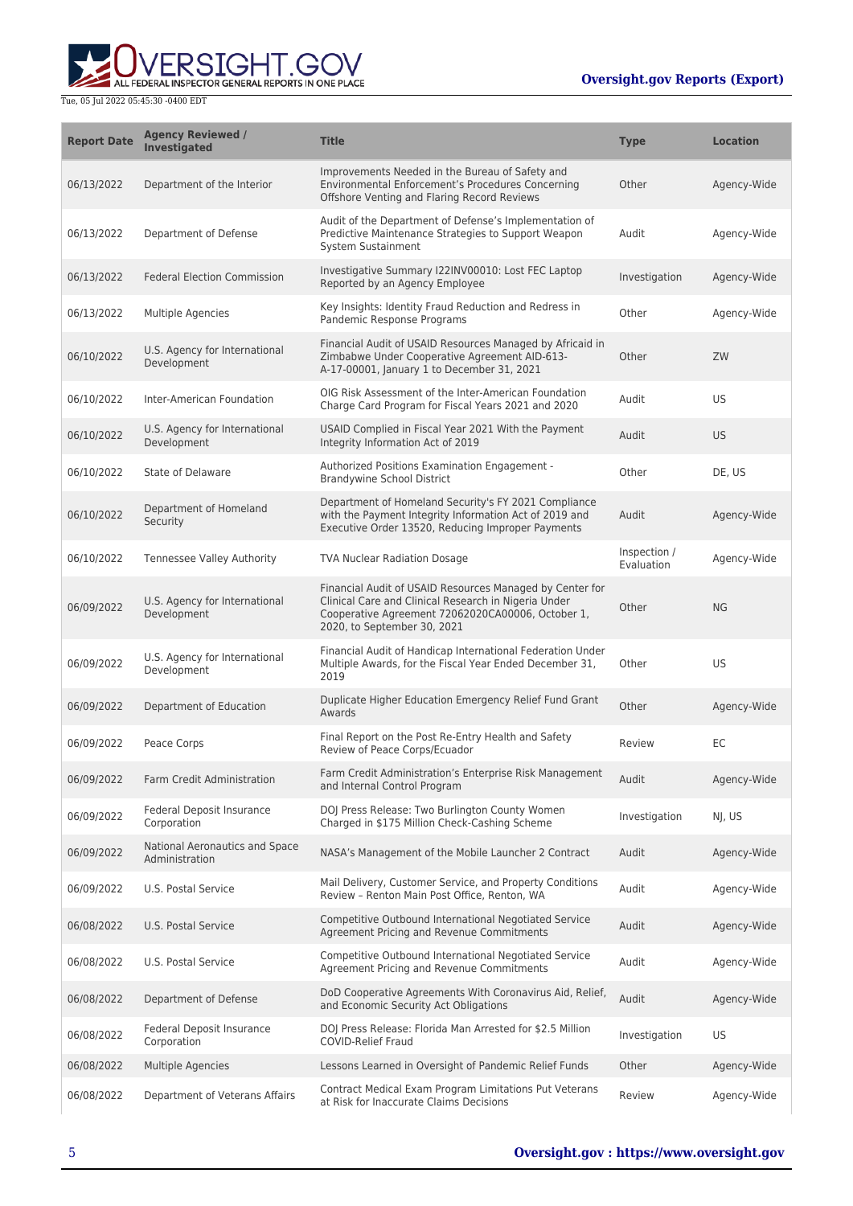| Report Date | Agency Reviewed / Investigated | Title | Type | Location |
| --- | --- | --- | --- | --- |
| 06/13/2022 | Department of the Interior | Improvements Needed in the Bureau of Safety and Environmental Enforcement's Procedures Concerning Offshore Venting and Flaring Record Reviews | Other | Agency-Wide |
| 06/13/2022 | Department of Defense | Audit of the Department of Defense's Implementation of Predictive Maintenance Strategies to Support Weapon System Sustainment | Audit | Agency-Wide |
| 06/13/2022 | Federal Election Commission | Investigative Summary I22INV00010: Lost FEC Laptop Reported by an Agency Employee | Investigation | Agency-Wide |
| 06/13/2022 | Multiple Agencies | Key Insights: Identity Fraud Reduction and Redress in Pandemic Response Programs | Other | Agency-Wide |
| 06/10/2022 | U.S. Agency for International Development | Financial Audit of USAID Resources Managed by Africaid in Zimbabwe Under Cooperative Agreement AID-613-A-17-00001, January 1 to December 31, 2021 | Other | ZW |
| 06/10/2022 | Inter-American Foundation | OIG Risk Assessment of the Inter-American Foundation Charge Card Program for Fiscal Years 2021 and 2020 | Audit | US |
| 06/10/2022 | U.S. Agency for International Development | USAID Complied in Fiscal Year 2021 With the Payment Integrity Information Act of 2019 | Audit | US |
| 06/10/2022 | State of Delaware | Authorized Positions Examination Engagement - Brandywine School District | Other | DE, US |
| 06/10/2022 | Department of Homeland Security | Department of Homeland Security's FY 2021 Compliance with the Payment Integrity Information Act of 2019 and Executive Order 13520, Reducing Improper Payments | Audit | Agency-Wide |
| 06/10/2022 | Tennessee Valley Authority | TVA Nuclear Radiation Dosage | Inspection / Evaluation | Agency-Wide |
| 06/09/2022 | U.S. Agency for International Development | Financial Audit of USAID Resources Managed by Center for Clinical Care and Clinical Research in Nigeria Under Cooperative Agreement 72062020CA00006, October 1, 2020, to September 30, 2021 | Other | NG |
| 06/09/2022 | U.S. Agency for International Development | Financial Audit of Handicap International Federation Under Multiple Awards, for the Fiscal Year Ended December 31, 2019 | Other | US |
| 06/09/2022 | Department of Education | Duplicate Higher Education Emergency Relief Fund Grant Awards | Other | Agency-Wide |
| 06/09/2022 | Peace Corps | Final Report on the Post Re-Entry Health and Safety Review of Peace Corps/Ecuador | Review | EC |
| 06/09/2022 | Farm Credit Administration | Farm Credit Administration's Enterprise Risk Management and Internal Control Program | Audit | Agency-Wide |
| 06/09/2022 | Federal Deposit Insurance Corporation | DOJ Press Release: Two Burlington County Women Charged in $175 Million Check-Cashing Scheme | Investigation | NJ, US |
| 06/09/2022 | National Aeronautics and Space Administration | NASA's Management of the Mobile Launcher 2 Contract | Audit | Agency-Wide |
| 06/09/2022 | U.S. Postal Service | Mail Delivery, Customer Service, and Property Conditions Review – Renton Main Post Office, Renton, WA | Audit | Agency-Wide |
| 06/08/2022 | U.S. Postal Service | Competitive Outbound International Negotiated Service Agreement Pricing and Revenue Commitments | Audit | Agency-Wide |
| 06/08/2022 | U.S. Postal Service | Competitive Outbound International Negotiated Service Agreement Pricing and Revenue Commitments | Audit | Agency-Wide |
| 06/08/2022 | Department of Defense | DoD Cooperative Agreements With Coronavirus Aid, Relief, and Economic Security Act Obligations | Audit | Agency-Wide |
| 06/08/2022 | Federal Deposit Insurance Corporation | DOJ Press Release: Florida Man Arrested for $2.5 Million COVID-Relief Fraud | Investigation | US |
| 06/08/2022 | Multiple Agencies | Lessons Learned in Oversight of Pandemic Relief Funds | Other | Agency-Wide |
| 06/08/2022 | Department of Veterans Affairs | Contract Medical Exam Program Limitations Put Veterans at Risk for Inaccurate Claims Decisions | Review | Agency-Wide |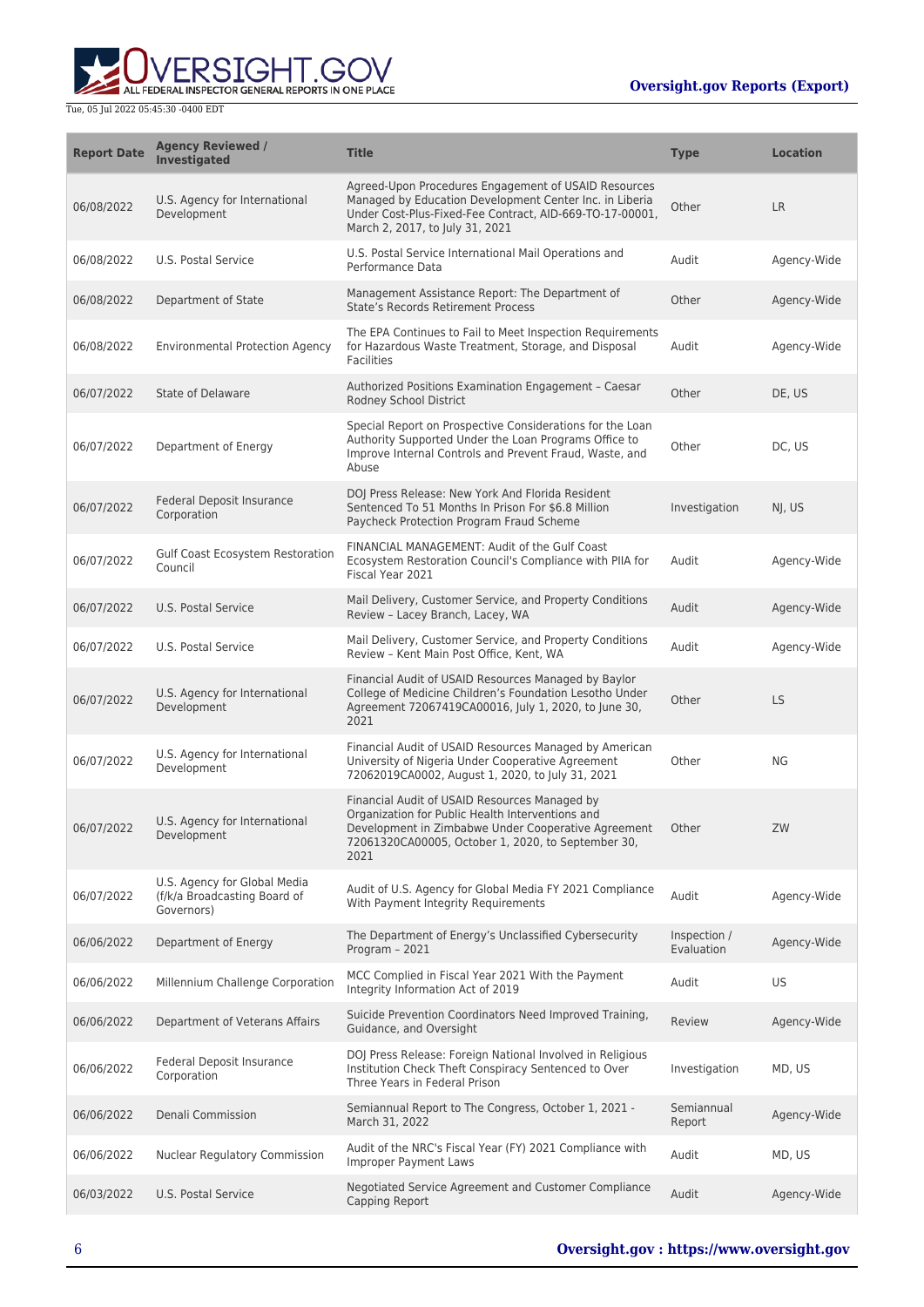| Report Date | Agency Reviewed / Investigated | Title | Type | Location |
| --- | --- | --- | --- | --- |
| 06/08/2022 | U.S. Agency for International Development | Agreed-Upon Procedures Engagement of USAID Resources Managed by Education Development Center Inc. in Liberia Under Cost-Plus-Fixed-Fee Contract, AID-669-TO-17-00001, March 2, 2017, to July 31, 2021 | Other | LR |
| 06/08/2022 | U.S. Postal Service | U.S. Postal Service International Mail Operations and Performance Data | Audit | Agency-Wide |
| 06/08/2022 | Department of State | Management Assistance Report: The Department of State's Records Retirement Process | Other | Agency-Wide |
| 06/08/2022 | Environmental Protection Agency | The EPA Continues to Fail to Meet Inspection Requirements for Hazardous Waste Treatment, Storage, and Disposal Facilities | Audit | Agency-Wide |
| 06/07/2022 | State of Delaware | Authorized Positions Examination Engagement – Caesar Rodney School District | Other | DE, US |
| 06/07/2022 | Department of Energy | Special Report on Prospective Considerations for the Loan Authority Supported Under the Loan Programs Office to Improve Internal Controls and Prevent Fraud, Waste, and Abuse | Other | DC, US |
| 06/07/2022 | Federal Deposit Insurance Corporation | DOJ Press Release: New York And Florida Resident Sentenced To 51 Months In Prison For $6.8 Million Paycheck Protection Program Fraud Scheme | Investigation | NJ, US |
| 06/07/2022 | Gulf Coast Ecosystem Restoration Council | FINANCIAL MANAGEMENT: Audit of the Gulf Coast Ecosystem Restoration Council's Compliance with PIIA for Fiscal Year 2021 | Audit | Agency-Wide |
| 06/07/2022 | U.S. Postal Service | Mail Delivery, Customer Service, and Property Conditions Review – Lacey Branch, Lacey, WA | Audit | Agency-Wide |
| 06/07/2022 | U.S. Postal Service | Mail Delivery, Customer Service, and Property Conditions Review – Kent Main Post Office, Kent, WA | Audit | Agency-Wide |
| 06/07/2022 | U.S. Agency for International Development | Financial Audit of USAID Resources Managed by Baylor College of Medicine Children's Foundation Lesotho Under Agreement 72067419CA00016, July 1, 2020, to June 30, 2021 | Other | LS |
| 06/07/2022 | U.S. Agency for International Development | Financial Audit of USAID Resources Managed by American University of Nigeria Under Cooperative Agreement 72062019CA0002, August 1, 2020, to July 31, 2021 | Other | NG |
| 06/07/2022 | U.S. Agency for International Development | Financial Audit of USAID Resources Managed by Organization for Public Health Interventions and Development in Zimbabwe Under Cooperative Agreement 72061320CA00005, October 1, 2020, to September 30, 2021 | Other | ZW |
| 06/07/2022 | U.S. Agency for Global Media (f/k/a Broadcasting Board of Governors) | Audit of U.S. Agency for Global Media FY 2021 Compliance With Payment Integrity Requirements | Audit | Agency-Wide |
| 06/06/2022 | Department of Energy | The Department of Energy's Unclassified Cybersecurity Program – 2021 | Inspection / Evaluation | Agency-Wide |
| 06/06/2022 | Millennium Challenge Corporation | MCC Complied in Fiscal Year 2021 With the Payment Integrity Information Act of 2019 | Audit | US |
| 06/06/2022 | Department of Veterans Affairs | Suicide Prevention Coordinators Need Improved Training, Guidance, and Oversight | Review | Agency-Wide |
| 06/06/2022 | Federal Deposit Insurance Corporation | DOJ Press Release: Foreign National Involved in Religious Institution Check Theft Conspiracy Sentenced to Over Three Years in Federal Prison | Investigation | MD, US |
| 06/06/2022 | Denali Commission | Semiannual Report to The Congress, October 1, 2021 - March 31, 2022 | Semiannual Report | Agency-Wide |
| 06/06/2022 | Nuclear Regulatory Commission | Audit of the NRC's Fiscal Year (FY) 2021 Compliance with Improper Payment Laws | Audit | MD, US |
| 06/03/2022 | U.S. Postal Service | Negotiated Service Agreement and Customer Compliance Capping Report | Audit | Agency-Wide |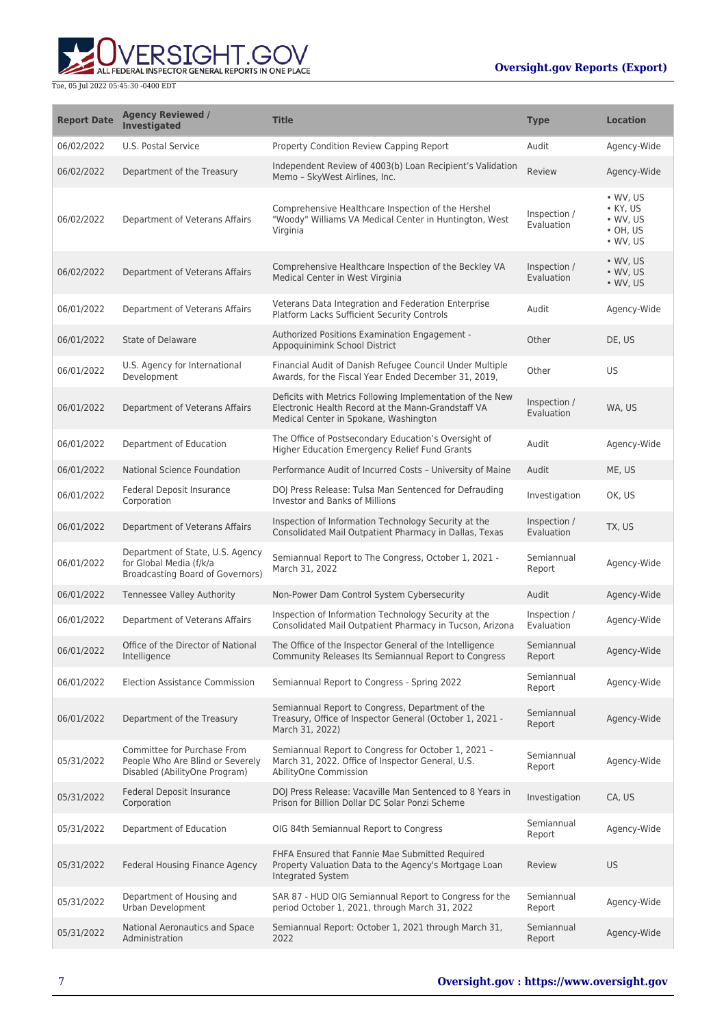| Report Date | Agency Reviewed / Investigated | Title | Type | Location |
| --- | --- | --- | --- | --- |
| 06/02/2022 | U.S. Postal Service | Property Condition Review Capping Report | Audit | Agency-Wide |
| 06/02/2022 | Department of the Treasury | Independent Review of 4003(b) Loan Recipient's Validation Memo – SkyWest Airlines, Inc. | Review | Agency-Wide |
| 06/02/2022 | Department of Veterans Affairs | Comprehensive Healthcare Inspection of the Hershel "Woody" Williams VA Medical Center in Huntington, West Virginia | Inspection / Evaluation | • WV, US<br>• KY, US<br>• WV, US<br>• OH, US<br>• WV, US |
| 06/02/2022 | Department of Veterans Affairs | Comprehensive Healthcare Inspection of the Beckley VA Medical Center in West Virginia | Inspection / Evaluation | • WV, US<br>• WV, US<br>• WV, US |
| 06/01/2022 | Department of Veterans Affairs | Veterans Data Integration and Federation Enterprise Platform Lacks Sufficient Security Controls | Audit | Agency-Wide |
| 06/01/2022 | State of Delaware | Authorized Positions Examination Engagement - Appoquinimink School District | Other | DE, US |
| 06/01/2022 | U.S. Agency for International Development | Financial Audit of Danish Refugee Council Under Multiple Awards, for the Fiscal Year Ended December 31, 2019, | Other | US |
| 06/01/2022 | Department of Veterans Affairs | Deficits with Metrics Following Implementation of the New Electronic Health Record at the Mann-Grandstaff VA Medical Center in Spokane, Washington | Inspection / Evaluation | WA, US |
| 06/01/2022 | Department of Education | The Office of Postsecondary Education's Oversight of Higher Education Emergency Relief Fund Grants | Audit | Agency-Wide |
| 06/01/2022 | National Science Foundation | Performance Audit of Incurred Costs – University of Maine | Audit | ME, US |
| 06/01/2022 | Federal Deposit Insurance Corporation | DOJ Press Release: Tulsa Man Sentenced for Defrauding Investor and Banks of Millions | Investigation | OK, US |
| 06/01/2022 | Department of Veterans Affairs | Inspection of Information Technology Security at the Consolidated Mail Outpatient Pharmacy in Dallas, Texas | Inspection / Evaluation | TX, US |
| 06/01/2022 | Department of State, U.S. Agency for Global Media (f/k/a Broadcasting Board of Governors) | Semiannual Report to The Congress, October 1, 2021 - March 31, 2022 | Semiannual Report | Agency-Wide |
| 06/01/2022 | Tennessee Valley Authority | Non-Power Dam Control System Cybersecurity | Audit | Agency-Wide |
| 06/01/2022 | Department of Veterans Affairs | Inspection of Information Technology Security at the Consolidated Mail Outpatient Pharmacy in Tucson, Arizona | Inspection / Evaluation | Agency-Wide |
| 06/01/2022 | Office of the Director of National Intelligence | The Office of the Inspector General of the Intelligence Community Releases Its Semiannual Report to Congress | Semiannual Report | Agency-Wide |
| 06/01/2022 | Election Assistance Commission | Semiannual Report to Congress - Spring 2022 | Semiannual Report | Agency-Wide |
| 06/01/2022 | Department of the Treasury | Semiannual Report to Congress, Department of the Treasury, Office of Inspector General (October 1, 2021 - March 31, 2022) | Semiannual Report | Agency-Wide |
| 05/31/2022 | Committee for Purchase From People Who Are Blind or Severely Disabled (AbilityOne Program) | Semiannual Report to Congress for October 1, 2021 – March 31, 2022. Office of Inspector General, U.S. AbilityOne Commission | Semiannual Report | Agency-Wide |
| 05/31/2022 | Federal Deposit Insurance Corporation | DOJ Press Release: Vacaville Man Sentenced to 8 Years in Prison for Billion Dollar DC Solar Ponzi Scheme | Investigation | CA, US |
| 05/31/2022 | Department of Education | OIG 84th Semiannual Report to Congress | Semiannual Report | Agency-Wide |
| 05/31/2022 | Federal Housing Finance Agency | FHFA Ensured that Fannie Mae Submitted Required Property Valuation Data to the Agency's Mortgage Loan Integrated System | Review | US |
| 05/31/2022 | Department of Housing and Urban Development | SAR 87 - HUD OIG Semiannual Report to Congress for the period October 1, 2021, through March 31, 2022 | Semiannual Report | Agency-Wide |
| 05/31/2022 | National Aeronautics and Space Administration | Semiannual Report: October 1, 2021 through March 31, 2022 | Semiannual Report | Agency-Wide |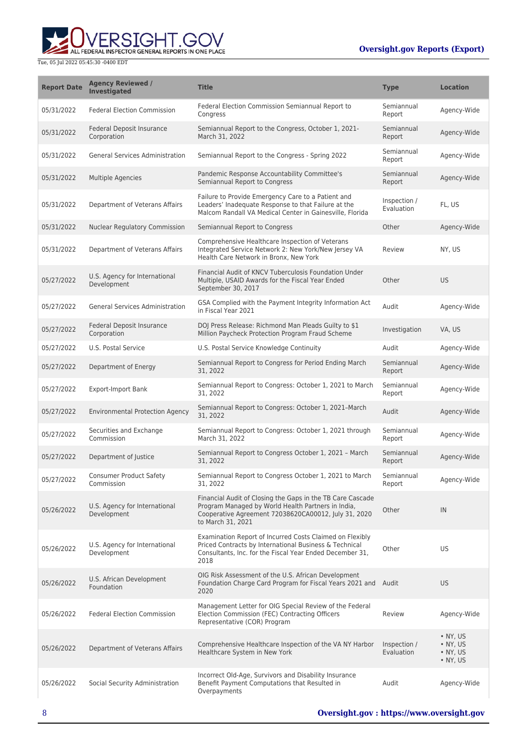| Report Date | Agency Reviewed / Investigated | Title | Type | Location |
| --- | --- | --- | --- | --- |
| 05/31/2022 | Federal Election Commission | Federal Election Commission Semiannual Report to Congress | Semiannual Report | Agency-Wide |
| 05/31/2022 | Federal Deposit Insurance Corporation | Semiannual Report to the Congress, October 1, 2021-March 31, 2022 | Semiannual Report | Agency-Wide |
| 05/31/2022 | General Services Administration | Semiannual Report to the Congress - Spring 2022 | Semiannual Report | Agency-Wide |
| 05/31/2022 | Multiple Agencies | Pandemic Response Accountability Committee's Semiannual Report to Congress | Semiannual Report | Agency-Wide |
| 05/31/2022 | Department of Veterans Affairs | Failure to Provide Emergency Care to a Patient and Leaders' Inadequate Response to that Failure at the Malcom Randall VA Medical Center in Gainesville, Florida | Inspection / Evaluation | FL, US |
| 05/31/2022 | Nuclear Regulatory Commission | Semiannual Report to Congress | Other | Agency-Wide |
| 05/31/2022 | Department of Veterans Affairs | Comprehensive Healthcare Inspection of Veterans Integrated Service Network 2: New York/New Jersey VA Health Care Network in Bronx, New York | Review | NY, US |
| 05/27/2022 | U.S. Agency for International Development | Financial Audit of KNCV Tuberculosis Foundation Under Multiple, USAID Awards for the Fiscal Year Ended September 30, 2017 | Other | US |
| 05/27/2022 | General Services Administration | GSA Complied with the Payment Integrity Information Act in Fiscal Year 2021 | Audit | Agency-Wide |
| 05/27/2022 | Federal Deposit Insurance Corporation | DOJ Press Release: Richmond Man Pleads Guilty to $1 Million Paycheck Protection Program Fraud Scheme | Investigation | VA, US |
| 05/27/2022 | U.S. Postal Service | U.S. Postal Service Knowledge Continuity | Audit | Agency-Wide |
| 05/27/2022 | Department of Energy | Semiannual Report to Congress for Period Ending March 31, 2022 | Semiannual Report | Agency-Wide |
| 05/27/2022 | Export-Import Bank | Semiannual Report to Congress: October 1, 2021 to March 31, 2022 | Semiannual Report | Agency-Wide |
| 05/27/2022 | Environmental Protection Agency | Semiannual Report to Congress: October 1, 2021–March 31, 2022 | Audit | Agency-Wide |
| 05/27/2022 | Securities and Exchange Commission | Semiannual Report to Congress: October 1, 2021 through March 31, 2022 | Semiannual Report | Agency-Wide |
| 05/27/2022 | Department of Justice | Semiannual Report to Congress October 1, 2021 – March 31, 2022 | Semiannual Report | Agency-Wide |
| 05/27/2022 | Consumer Product Safety Commission | Semiannual Report to Congress October 1, 2021 to March 31, 2022 | Semiannual Report | Agency-Wide |
| 05/26/2022 | U.S. Agency for International Development | Financial Audit of Closing the Gaps in the TB Care Cascade Program Managed by World Health Partners in India, Cooperative Agreement 72038620CA00012, July 31, 2020 to March 31, 2021 | Other | IN |
| 05/26/2022 | U.S. Agency for International Development | Examination Report of Incurred Costs Claimed on Flexibly Priced Contracts by International Business & Technical Consultants, Inc. for the Fiscal Year Ended December 31, 2018 | Other | US |
| 05/26/2022 | U.S. African Development Foundation | OIG Risk Assessment of the U.S. African Development Foundation Charge Card Program for Fiscal Years 2021 and 2020 | Audit | US |
| 05/26/2022 | Federal Election Commission | Management Letter for OIG Special Review of the Federal Election Commission (FEC) Contracting Officers Representative (COR) Program | Review | Agency-Wide |
| 05/26/2022 | Department of Veterans Affairs | Comprehensive Healthcare Inspection of the VA NY Harbor Healthcare System in New York | Inspection / Evaluation | • NY, US • NY, US • NY, US • NY, US |
| 05/26/2022 | Social Security Administration | Incorrect Old-Age, Survivors and Disability Insurance Benefit Payment Computations that Resulted in Overpayments | Audit | Agency-Wide |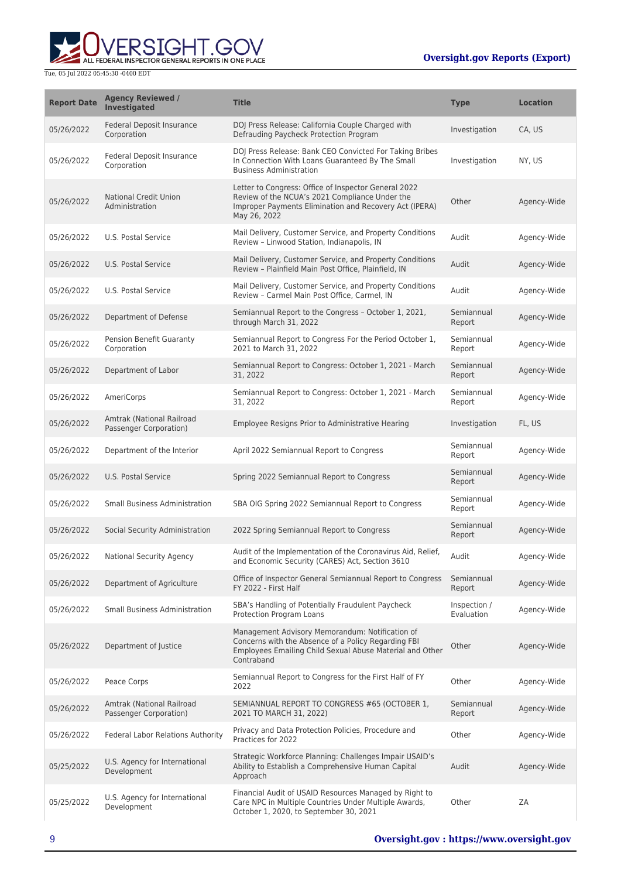| Report Date | Agency Reviewed / Investigated | Title | Type | Location |
|---|---|---|---|---|
| 05/26/2022 | Federal Deposit Insurance Corporation | DOJ Press Release: California Couple Charged with Defrauding Paycheck Protection Program | Investigation | CA, US |
| 05/26/2022 | Federal Deposit Insurance Corporation | DOJ Press Release: Bank CEO Convicted For Taking Bribes In Connection With Loans Guaranteed By The Small Business Administration | Investigation | NY, US |
| 05/26/2022 | National Credit Union Administration | Letter to Congress: Office of Inspector General 2022 Review of the NCUA's 2021 Compliance Under the Improper Payments Elimination and Recovery Act (IPERA) May 26, 2022 | Other | Agency-Wide |
| 05/26/2022 | U.S. Postal Service | Mail Delivery, Customer Service, and Property Conditions Review – Linwood Station, Indianapolis, IN | Audit | Agency-Wide |
| 05/26/2022 | U.S. Postal Service | Mail Delivery, Customer Service, and Property Conditions Review – Plainfield Main Post Office, Plainfield, IN | Audit | Agency-Wide |
| 05/26/2022 | U.S. Postal Service | Mail Delivery, Customer Service, and Property Conditions Review – Carmel Main Post Office, Carmel, IN | Audit | Agency-Wide |
| 05/26/2022 | Department of Defense | Semiannual Report to the Congress – October 1, 2021, through March 31, 2022 | Semiannual Report | Agency-Wide |
| 05/26/2022 | Pension Benefit Guaranty Corporation | Semiannual Report to Congress For the Period October 1, 2021 to March 31, 2022 | Semiannual Report | Agency-Wide |
| 05/26/2022 | Department of Labor | Semiannual Report to Congress: October 1, 2021 - March 31, 2022 | Semiannual Report | Agency-Wide |
| 05/26/2022 | AmeriCorps | Semiannual Report to Congress: October 1, 2021 - March 31, 2022 | Semiannual Report | Agency-Wide |
| 05/26/2022 | Amtrak (National Railroad Passenger Corporation) | Employee Resigns Prior to Administrative Hearing | Investigation | FL, US |
| 05/26/2022 | Department of the Interior | April 2022 Semiannual Report to Congress | Semiannual Report | Agency-Wide |
| 05/26/2022 | U.S. Postal Service | Spring 2022 Semiannual Report to Congress | Semiannual Report | Agency-Wide |
| 05/26/2022 | Small Business Administration | SBA OIG Spring 2022 Semiannual Report to Congress | Semiannual Report | Agency-Wide |
| 05/26/2022 | Social Security Administration | 2022 Spring Semiannual Report to Congress | Semiannual Report | Agency-Wide |
| 05/26/2022 | National Security Agency | Audit of the Implementation of the Coronavirus Aid, Relief, and Economic Security (CARES) Act, Section 3610 | Audit | Agency-Wide |
| 05/26/2022 | Department of Agriculture | Office of Inspector General Semiannual Report to Congress FY 2022 - First Half | Semiannual Report | Agency-Wide |
| 05/26/2022 | Small Business Administration | SBA's Handling of Potentially Fraudulent Paycheck Protection Program Loans | Inspection / Evaluation | Agency-Wide |
| 05/26/2022 | Department of Justice | Management Advisory Memorandum: Notification of Concerns with the Absence of a Policy Regarding FBI Employees Emailing Child Sexual Abuse Material and Other Contraband | Other | Agency-Wide |
| 05/26/2022 | Peace Corps | Semiannual Report to Congress for the First Half of FY 2022 | Other | Agency-Wide |
| 05/26/2022 | Amtrak (National Railroad Passenger Corporation) | SEMIANNUAL REPORT TO CONGRESS #65 (OCTOBER 1, 2021 TO MARCH 31, 2022) | Semiannual Report | Agency-Wide |
| 05/26/2022 | Federal Labor Relations Authority | Privacy and Data Protection Policies, Procedure and Practices for 2022 | Other | Agency-Wide |
| 05/25/2022 | U.S. Agency for International Development | Strategic Workforce Planning: Challenges Impair USAID's Ability to Establish a Comprehensive Human Capital Approach | Audit | Agency-Wide |
| 05/25/2022 | U.S. Agency for International Development | Financial Audit of USAID Resources Managed by Right to Care NPC in Multiple Countries Under Multiple Awards, October 1, 2020, to September 30, 2021 | Other | ZA |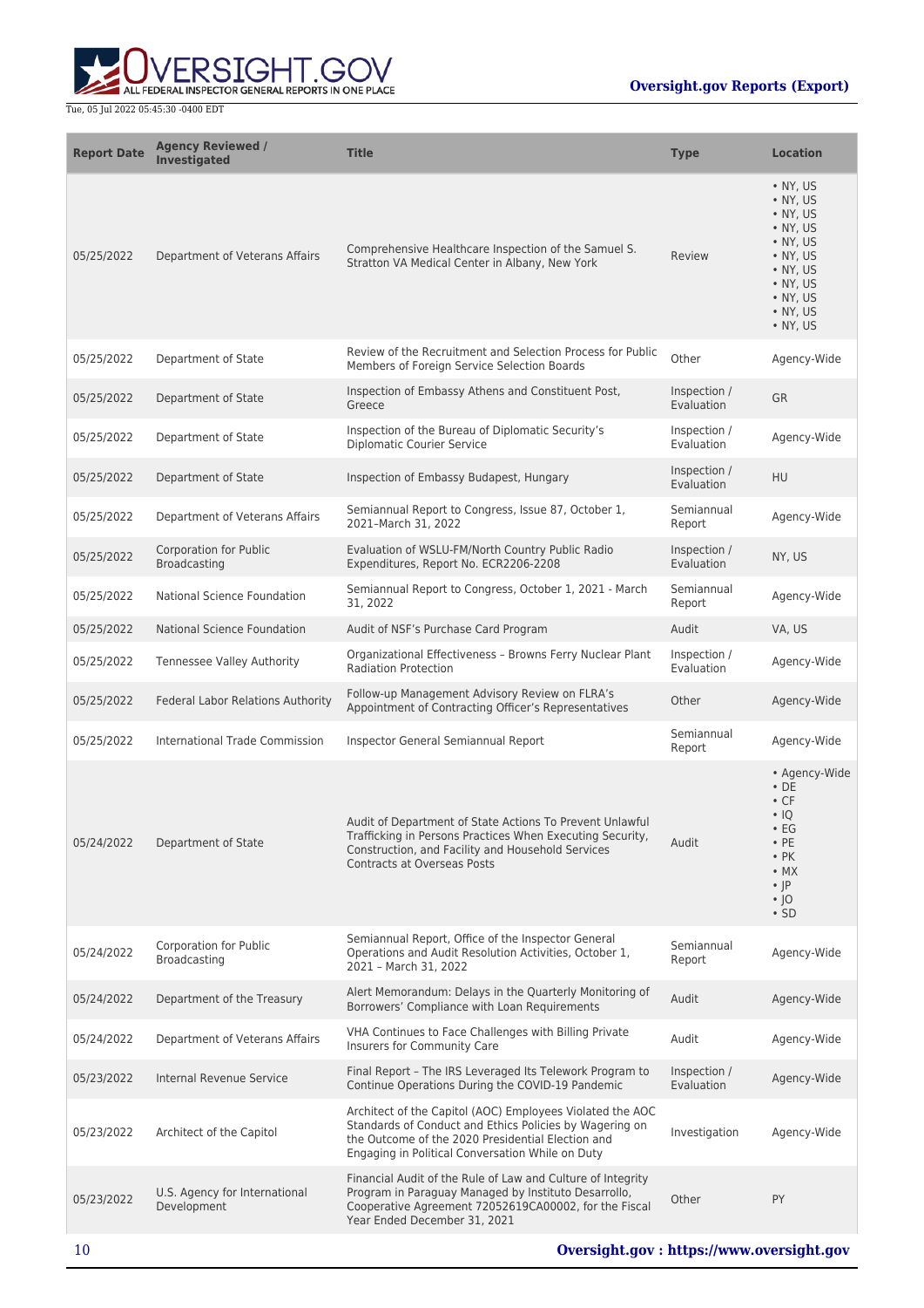| Report Date | Agency Reviewed / Investigated | Title | Type | Location |
|---|---|---|---|---|
| 05/25/2022 | Department of Veterans Affairs | Comprehensive Healthcare Inspection of the Samuel S. Stratton VA Medical Center in Albany, New York | Review | • NY, US<br>• NY, US<br>• NY, US<br>• NY, US<br>• NY, US<br>• NY, US<br>• NY, US<br>• NY, US<br>• NY, US<br>• NY, US<br>• NY, US |
| 05/25/2022 | Department of State | Review of the Recruitment and Selection Process for Public Members of Foreign Service Selection Boards | Other | Agency-Wide |
| 05/25/2022 | Department of State | Inspection of Embassy Athens and Constituent Post, Greece | Inspection / Evaluation | GR |
| 05/25/2022 | Department of State | Inspection of the Bureau of Diplomatic Security's Diplomatic Courier Service | Inspection / Evaluation | Agency-Wide |
| 05/25/2022 | Department of State | Inspection of Embassy Budapest, Hungary | Inspection / Evaluation | HU |
| 05/25/2022 | Department of Veterans Affairs | Semiannual Report to Congress, Issue 87, October 1, 2021–March 31, 2022 | Semiannual Report | Agency-Wide |
| 05/25/2022 | Corporation for Public Broadcasting | Evaluation of WSLU-FM/North Country Public Radio Expenditures, Report No. ECR2206-2208 | Inspection / Evaluation | NY, US |
| 05/25/2022 | National Science Foundation | Semiannual Report to Congress, October 1, 2021 - March 31, 2022 | Semiannual Report | Agency-Wide |
| 05/25/2022 | National Science Foundation | Audit of NSF's Purchase Card Program | Audit | VA, US |
| 05/25/2022 | Tennessee Valley Authority | Organizational Effectiveness – Browns Ferry Nuclear Plant Radiation Protection | Inspection / Evaluation | Agency-Wide |
| 05/25/2022 | Federal Labor Relations Authority | Follow-up Management Advisory Review on FLRA's Appointment of Contracting Officer's Representatives | Other | Agency-Wide |
| 05/25/2022 | International Trade Commission | Inspector General Semiannual Report | Semiannual Report | Agency-Wide |
| 05/24/2022 | Department of State | Audit of Department of State Actions To Prevent Unlawful Trafficking in Persons Practices When Executing Security, Construction, and Facility and Household Services Contracts at Overseas Posts | Audit | • Agency-Wide<br>• DE<br>• CF<br>• IQ<br>• EG<br>• PE<br>• PK<br>• MX<br>• JP<br>• JO<br>• SD |
| 05/24/2022 | Corporation for Public Broadcasting | Semiannual Report, Office of the Inspector General Operations and Audit Resolution Activities, October 1, 2021 – March 31, 2022 | Semiannual Report | Agency-Wide |
| 05/24/2022 | Department of the Treasury | Alert Memorandum: Delays in the Quarterly Monitoring of Borrowers' Compliance with Loan Requirements | Audit | Agency-Wide |
| 05/24/2022 | Department of Veterans Affairs | VHA Continues to Face Challenges with Billing Private Insurers for Community Care | Audit | Agency-Wide |
| 05/23/2022 | Internal Revenue Service | Final Report – The IRS Leveraged Its Telework Program to Continue Operations During the COVID-19 Pandemic | Inspection / Evaluation | Agency-Wide |
| 05/23/2022 | Architect of the Capitol | Architect of the Capitol (AOC) Employees Violated the AOC Standards of Conduct and Ethics Policies by Wagering on the Outcome of the 2020 Presidential Election and Engaging in Political Conversation While on Duty | Investigation | Agency-Wide |
| 05/23/2022 | U.S. Agency for International Development | Financial Audit of the Rule of Law and Culture of Integrity Program in Paraguay Managed by Instituto Desarrollo, Cooperative Agreement 72052619CA00002, for the Fiscal Year Ended December 31, 2021 | Other | PY |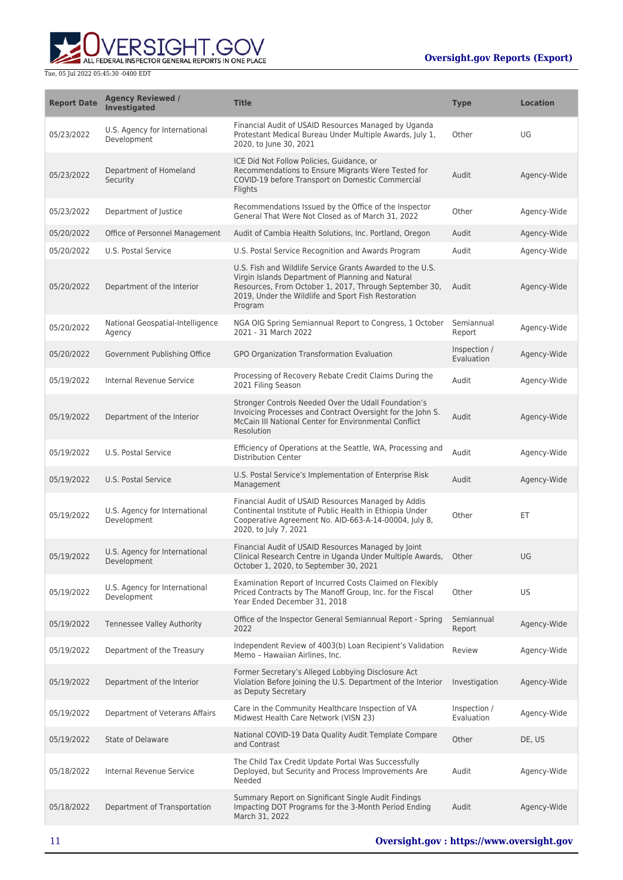| Report Date | Agency Reviewed / Investigated | Title | Type | Location |
|---|---|---|---|---|
| 05/23/2022 | U.S. Agency for International Development | Financial Audit of USAID Resources Managed by Uganda Protestant Medical Bureau Under Multiple Awards, July 1, 2020, to June 30, 2021 | Other | UG |
| 05/23/2022 | Department of Homeland Security | ICE Did Not Follow Policies, Guidance, or Recommendations to Ensure Migrants Were Tested for COVID-19 before Transport on Domestic Commercial Flights | Audit | Agency-Wide |
| 05/23/2022 | Department of Justice | Recommendations Issued by the Office of the Inspector General That Were Not Closed as of March 31, 2022 | Other | Agency-Wide |
| 05/20/2022 | Office of Personnel Management | Audit of Cambia Health Solutions, Inc. Portland, Oregon | Audit | Agency-Wide |
| 05/20/2022 | U.S. Postal Service | U.S. Postal Service Recognition and Awards Program | Audit | Agency-Wide |
| 05/20/2022 | Department of the Interior | U.S. Fish and Wildlife Service Grants Awarded to the U.S. Virgin Islands Department of Planning and Natural Resources, From October 1, 2017, Through September 30, 2019, Under the Wildlife and Sport Fish Restoration Program | Audit | Agency-Wide |
| 05/20/2022 | National Geospatial-Intelligence Agency | NGA OIG Spring Semiannual Report to Congress, 1 October 2021 - 31 March 2022 | Semiannual Report | Agency-Wide |
| 05/20/2022 | Government Publishing Office | GPO Organization Transformation Evaluation | Inspection / Evaluation | Agency-Wide |
| 05/19/2022 | Internal Revenue Service | Processing of Recovery Rebate Credit Claims During the 2021 Filing Season | Audit | Agency-Wide |
| 05/19/2022 | Department of the Interior | Stronger Controls Needed Over the Udall Foundation's Invoicing Processes and Contract Oversight for the John S. McCain III National Center for Environmental Conflict Resolution | Audit | Agency-Wide |
| 05/19/2022 | U.S. Postal Service | Efficiency of Operations at the Seattle, WA, Processing and Distribution Center | Audit | Agency-Wide |
| 05/19/2022 | U.S. Postal Service | U.S. Postal Service's Implementation of Enterprise Risk Management | Audit | Agency-Wide |
| 05/19/2022 | U.S. Agency for International Development | Financial Audit of USAID Resources Managed by Addis Continental Institute of Public Health in Ethiopia Under Cooperative Agreement No. AID-663-A-14-00004, July 8, 2020, to July 7, 2021 | Other | ET |
| 05/19/2022 | U.S. Agency for International Development | Financial Audit of USAID Resources Managed by Joint Clinical Research Centre in Uganda Under Multiple Awards, October 1, 2020, to September 30, 2021 | Other | UG |
| 05/19/2022 | U.S. Agency for International Development | Examination Report of Incurred Costs Claimed on Flexibly Priced Contracts by The Manoff Group, Inc. for the Fiscal Year Ended December 31, 2018 | Other | US |
| 05/19/2022 | Tennessee Valley Authority | Office of the Inspector General Semiannual Report - Spring 2022 | Semiannual Report | Agency-Wide |
| 05/19/2022 | Department of the Treasury | Independent Review of 4003(b) Loan Recipient's Validation Memo – Hawaiian Airlines, Inc. | Review | Agency-Wide |
| 05/19/2022 | Department of the Interior | Former Secretary's Alleged Lobbying Disclosure Act Violation Before Joining the U.S. Department of the Interior as Deputy Secretary | Investigation | Agency-Wide |
| 05/19/2022 | Department of Veterans Affairs | Care in the Community Healthcare Inspection of VA Midwest Health Care Network (VISN 23) | Inspection / Evaluation | Agency-Wide |
| 05/19/2022 | State of Delaware | National COVID-19 Data Quality Audit Template Compare and Contrast | Other | DE, US |
| 05/18/2022 | Internal Revenue Service | The Child Tax Credit Update Portal Was Successfully Deployed, but Security and Process Improvements Are Needed | Audit | Agency-Wide |
| 05/18/2022 | Department of Transportation | Summary Report on Significant Single Audit Findings Impacting DOT Programs for the 3-Month Period Ending March 31, 2022 | Audit | Agency-Wide |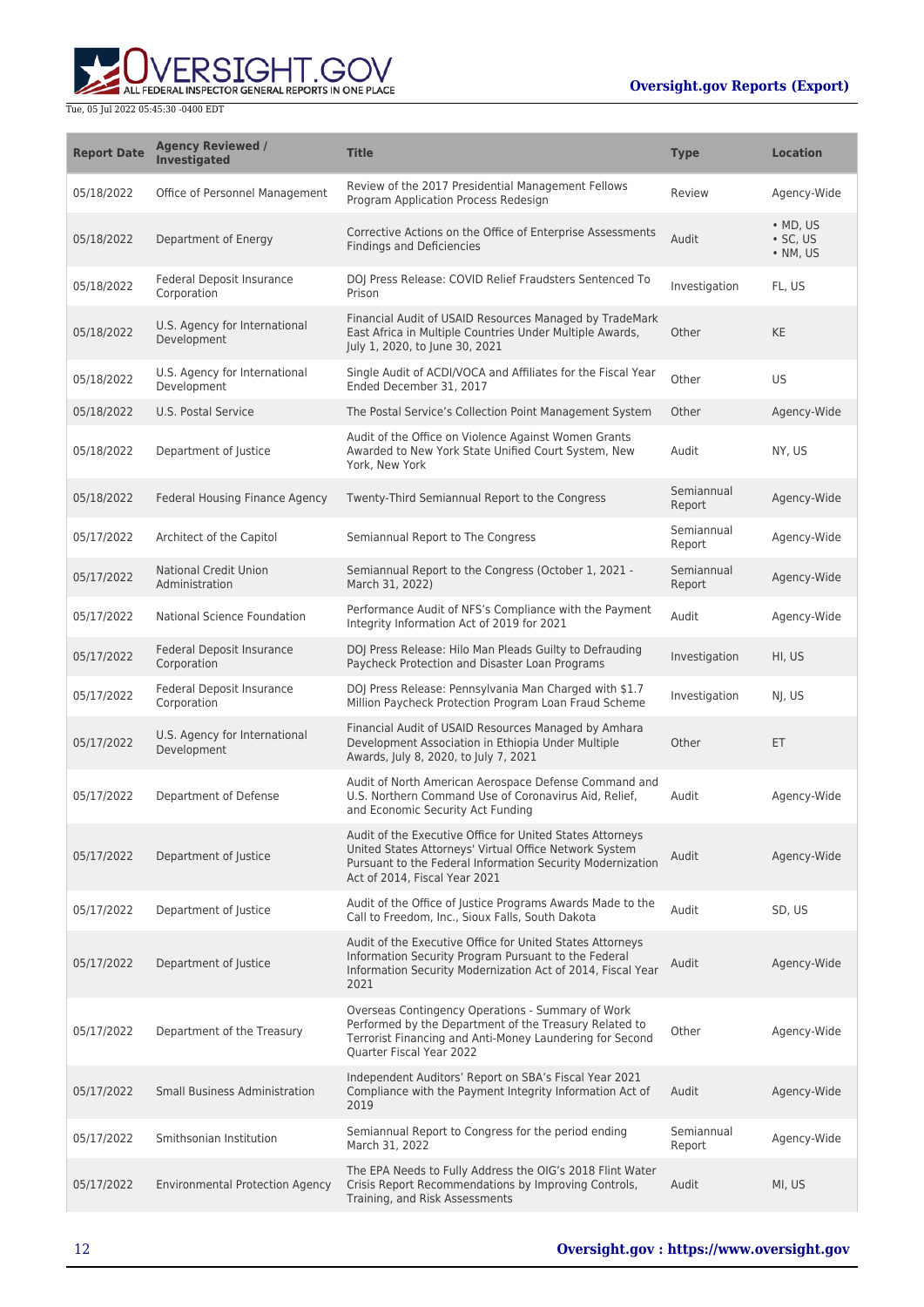| Report Date | Agency Reviewed / Investigated | Title | Type | Location |
| --- | --- | --- | --- | --- |
| 05/18/2022 | Office of Personnel Management | Review of the 2017 Presidential Management Fellows Program Application Process Redesign | Review | Agency-Wide |
| 05/18/2022 | Department of Energy | Corrective Actions on the Office of Enterprise Assessments Findings and Deficiencies | Audit | • MD, US<br>• SC, US<br>• NM, US |
| 05/18/2022 | Federal Deposit Insurance Corporation | DOJ Press Release: COVID Relief Fraudsters Sentenced To Prison | Investigation | FL, US |
| 05/18/2022 | U.S. Agency for International Development | Financial Audit of USAID Resources Managed by TradeMark East Africa in Multiple Countries Under Multiple Awards, July 1, 2020, to June 30, 2021 | Other | KE |
| 05/18/2022 | U.S. Agency for International Development | Single Audit of ACDI/VOCA and Affiliates for the Fiscal Year Ended December 31, 2017 | Other | US |
| 05/18/2022 | U.S. Postal Service | The Postal Service's Collection Point Management System | Other | Agency-Wide |
| 05/18/2022 | Department of Justice | Audit of the Office on Violence Against Women Grants Awarded to New York State Unified Court System, New York, New York | Audit | NY, US |
| 05/18/2022 | Federal Housing Finance Agency | Twenty-Third Semiannual Report to the Congress | Semiannual Report | Agency-Wide |
| 05/17/2022 | Architect of the Capitol | Semiannual Report to The Congress | Semiannual Report | Agency-Wide |
| 05/17/2022 | National Credit Union Administration | Semiannual Report to the Congress (October 1, 2021 - March 31, 2022) | Semiannual Report | Agency-Wide |
| 05/17/2022 | National Science Foundation | Performance Audit of NFS's Compliance with the Payment Integrity Information Act of 2019 for 2021 | Audit | Agency-Wide |
| 05/17/2022 | Federal Deposit Insurance Corporation | DOJ Press Release: Hilo Man Pleads Guilty to Defrauding Paycheck Protection and Disaster Loan Programs | Investigation | HI, US |
| 05/17/2022 | Federal Deposit Insurance Corporation | DOJ Press Release: Pennsylvania Man Charged with $1.7 Million Paycheck Protection Program Loan Fraud Scheme | Investigation | NJ, US |
| 05/17/2022 | U.S. Agency for International Development | Financial Audit of USAID Resources Managed by Amhara Development Association in Ethiopia Under Multiple Awards, July 8, 2020, to July 7, 2021 | Other | ET |
| 05/17/2022 | Department of Defense | Audit of North American Aerospace Defense Command and U.S. Northern Command Use of Coronavirus Aid, Relief, and Economic Security Act Funding | Audit | Agency-Wide |
| 05/17/2022 | Department of Justice | Audit of the Executive Office for United States Attorneys United States Attorneys' Virtual Office Network System Pursuant to the Federal Information Security Modernization Act of 2014, Fiscal Year 2021 | Audit | Agency-Wide |
| 05/17/2022 | Department of Justice | Audit of the Office of Justice Programs Awards Made to the Call to Freedom, Inc., Sioux Falls, South Dakota | Audit | SD, US |
| 05/17/2022 | Department of Justice | Audit of the Executive Office for United States Attorneys Information Security Program Pursuant to the Federal Information Security Modernization Act of 2014, Fiscal Year 2021 | Audit | Agency-Wide |
| 05/17/2022 | Department of the Treasury | Overseas Contingency Operations - Summary of Work Performed by the Department of the Treasury Related to Terrorist Financing and Anti-Money Laundering for Second Quarter Fiscal Year 2022 | Other | Agency-Wide |
| 05/17/2022 | Small Business Administration | Independent Auditors' Report on SBA's Fiscal Year 2021 Compliance with the Payment Integrity Information Act of 2019 | Audit | Agency-Wide |
| 05/17/2022 | Smithsonian Institution | Semiannual Report to Congress for the period ending March 31, 2022 | Semiannual Report | Agency-Wide |
| 05/17/2022 | Environmental Protection Agency | The EPA Needs to Fully Address the OIG's 2018 Flint Water Crisis Report Recommendations by Improving Controls, Training, and Risk Assessments | Audit | MI, US |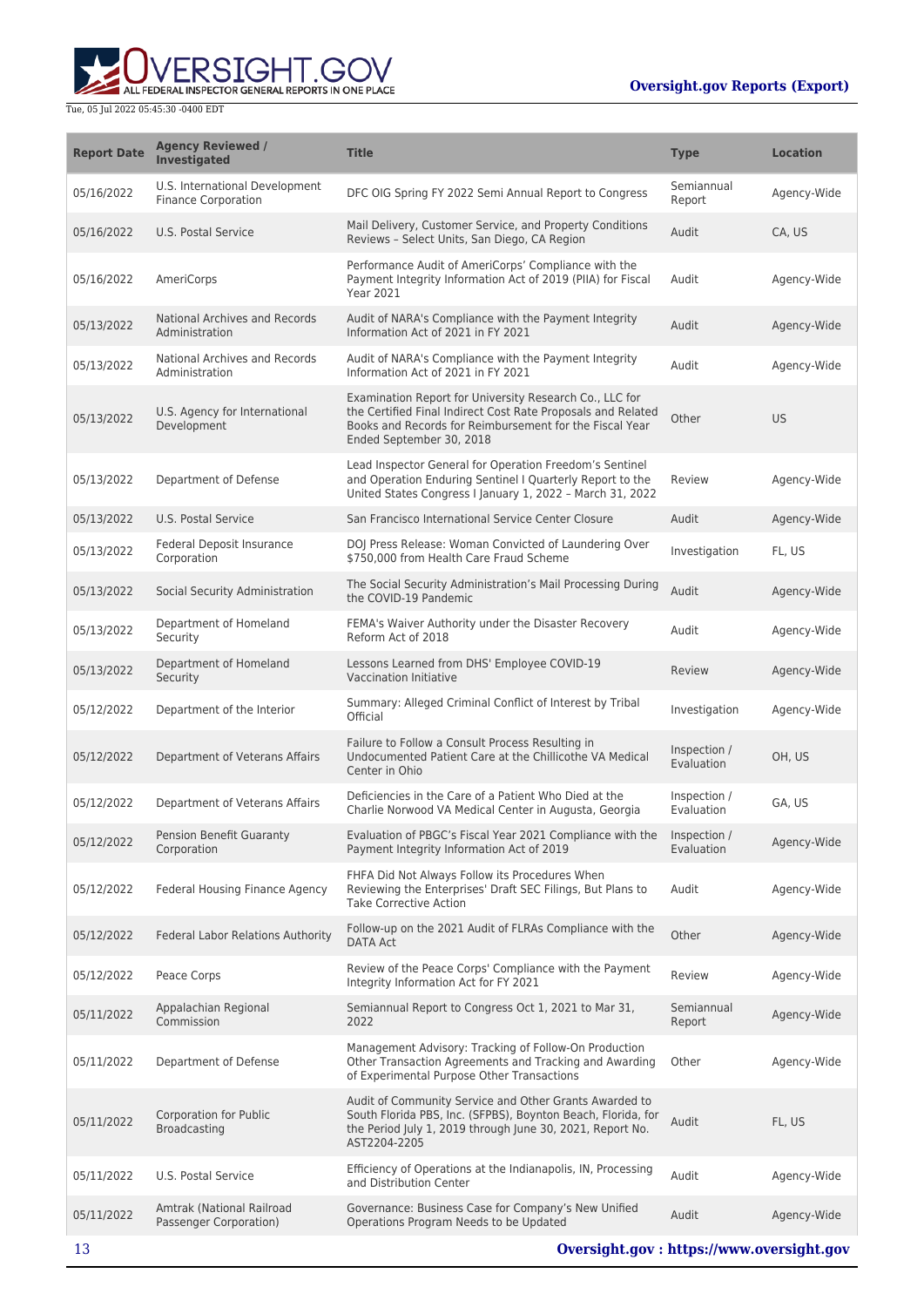| Report Date | Agency Reviewed / Investigated | Title | Type | Location |
| --- | --- | --- | --- | --- |
| 05/16/2022 | U.S. International Development Finance Corporation | DFC OIG Spring FY 2022 Semi Annual Report to Congress | Semiannual Report | Agency-Wide |
| 05/16/2022 | U.S. Postal Service | Mail Delivery, Customer Service, and Property Conditions Reviews – Select Units, San Diego, CA Region | Audit | CA, US |
| 05/16/2022 | AmeriCorps | Performance Audit of AmeriCorps' Compliance with the Payment Integrity Information Act of 2019 (PIIA) for Fiscal Year 2021 | Audit | Agency-Wide |
| 05/13/2022 | National Archives and Records Administration | Audit of NARA's Compliance with the Payment Integrity Information Act of 2021 in FY 2021 | Audit | Agency-Wide |
| 05/13/2022 | National Archives and Records Administration | Audit of NARA's Compliance with the Payment Integrity Information Act of 2021 in FY 2021 | Audit | Agency-Wide |
| 05/13/2022 | U.S. Agency for International Development | Examination Report for University Research Co., LLC for the Certified Final Indirect Cost Rate Proposals and Related Books and Records for Reimbursement for the Fiscal Year Ended September 30, 2018 | Other | US |
| 05/13/2022 | Department of Defense | Lead Inspector General for Operation Freedom's Sentinel and Operation Enduring Sentinel I Quarterly Report to the United States Congress I January 1, 2022 – March 31, 2022 | Review | Agency-Wide |
| 05/13/2022 | U.S. Postal Service | San Francisco International Service Center Closure | Audit | Agency-Wide |
| 05/13/2022 | Federal Deposit Insurance Corporation | DOJ Press Release: Woman Convicted of Laundering Over $750,000 from Health Care Fraud Scheme | Investigation | FL, US |
| 05/13/2022 | Social Security Administration | The Social Security Administration's Mail Processing During the COVID-19 Pandemic | Audit | Agency-Wide |
| 05/13/2022 | Department of Homeland Security | FEMA's Waiver Authority under the Disaster Recovery Reform Act of 2018 | Audit | Agency-Wide |
| 05/13/2022 | Department of Homeland Security | Lessons Learned from DHS' Employee COVID-19 Vaccination Initiative | Review | Agency-Wide |
| 05/12/2022 | Department of the Interior | Summary: Alleged Criminal Conflict of Interest by Tribal Official | Investigation | Agency-Wide |
| 05/12/2022 | Department of Veterans Affairs | Failure to Follow a Consult Process Resulting in Undocumented Patient Care at the Chillicothe VA Medical Center in Ohio | Inspection / Evaluation | OH, US |
| 05/12/2022 | Department of Veterans Affairs | Deficiencies in the Care of a Patient Who Died at the Charlie Norwood VA Medical Center in Augusta, Georgia | Inspection / Evaluation | GA, US |
| 05/12/2022 | Pension Benefit Guaranty Corporation | Evaluation of PBGC's Fiscal Year 2021 Compliance with the Payment Integrity Information Act of 2019 | Inspection / Evaluation | Agency-Wide |
| 05/12/2022 | Federal Housing Finance Agency | FHFA Did Not Always Follow its Procedures When Reviewing the Enterprises' Draft SEC Filings, But Plans to Take Corrective Action | Audit | Agency-Wide |
| 05/12/2022 | Federal Labor Relations Authority | Follow-up on the 2021 Audit of FLRAs Compliance with the DATA Act | Other | Agency-Wide |
| 05/12/2022 | Peace Corps | Review of the Peace Corps' Compliance with the Payment Integrity Information Act for FY 2021 | Review | Agency-Wide |
| 05/11/2022 | Appalachian Regional Commission | Semiannual Report to Congress Oct 1, 2021 to Mar 31, 2022 | Semiannual Report | Agency-Wide |
| 05/11/2022 | Department of Defense | Management Advisory: Tracking of Follow-On Production Other Transaction Agreements and Tracking and Awarding of Experimental Purpose Other Transactions | Other | Agency-Wide |
| 05/11/2022 | Corporation for Public Broadcasting | Audit of Community Service and Other Grants Awarded to South Florida PBS, Inc. (SFPBS), Boynton Beach, Florida, for the Period July 1, 2019 through June 30, 2021, Report No. AST2204-2205 | Audit | FL, US |
| 05/11/2022 | U.S. Postal Service | Efficiency of Operations at the Indianapolis, IN, Processing and Distribution Center | Audit | Agency-Wide |
| 05/11/2022 | Amtrak (National Railroad Passenger Corporation) | Governance: Business Case for Company's New Unified Operations Program Needs to be Updated | Audit | Agency-Wide |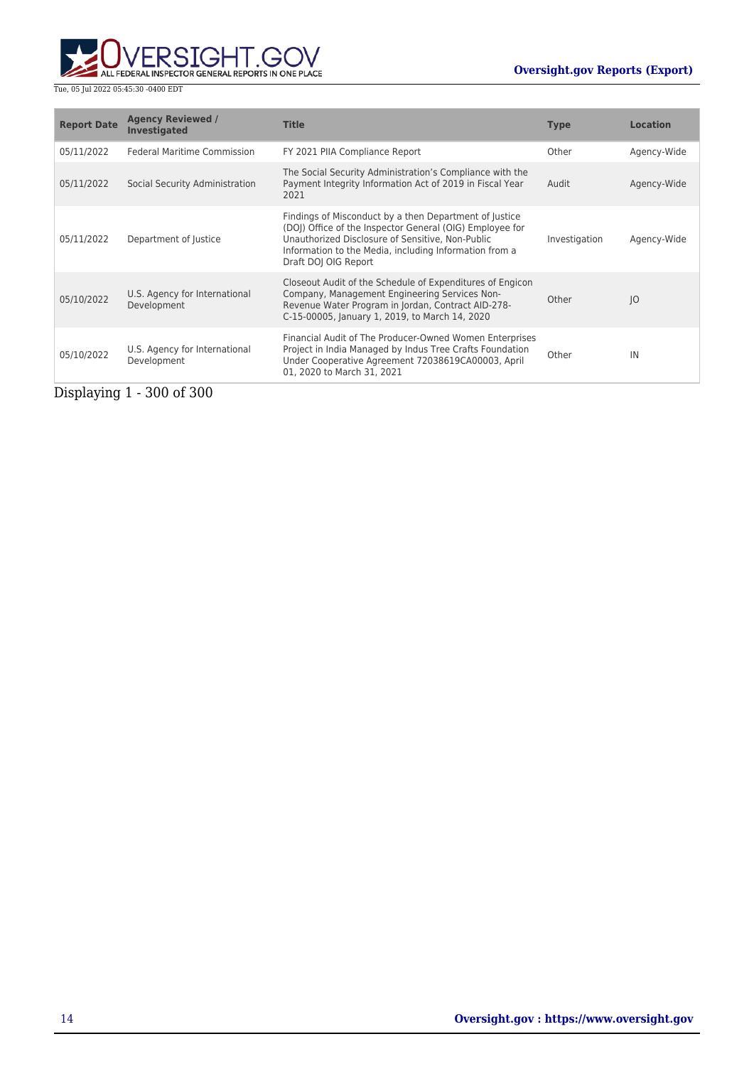| Report Date | Agency Reviewed / Investigated | Title | Type | Location |
| --- | --- | --- | --- | --- |
| 05/11/2022 | Federal Maritime Commission | FY 2021 PIIA Compliance Report | Other | Agency-Wide |
| 05/11/2022 | Social Security Administration | The Social Security Administration's Compliance with the Payment Integrity Information Act of 2019 in Fiscal Year 2021 | Audit | Agency-Wide |
| 05/11/2022 | Department of Justice | Findings of Misconduct by a then Department of Justice (DOJ) Office of the Inspector General (OIG) Employee for Unauthorized Disclosure of Sensitive, Non-Public Information to the Media, including Information from a Draft DOJ OIG Report | Investigation | Agency-Wide |
| 05/10/2022 | U.S. Agency for International Development | Closeout Audit of the Schedule of Expenditures of Engicon Company, Management Engineering Services Non-Revenue Water Program in Jordan, Contract AID-278-C-15-00005, January 1, 2019, to March 14, 2020 | Other | JO |
| 05/10/2022 | U.S. Agency for International Development | Financial Audit of The Producer-Owned Women Enterprises Project in India Managed by Indus Tree Crafts Foundation Under Cooperative Agreement 72038619CA00003, April 01, 2020 to March 31, 2021 | Other | IN |

Displaying 1 - 300 of 300